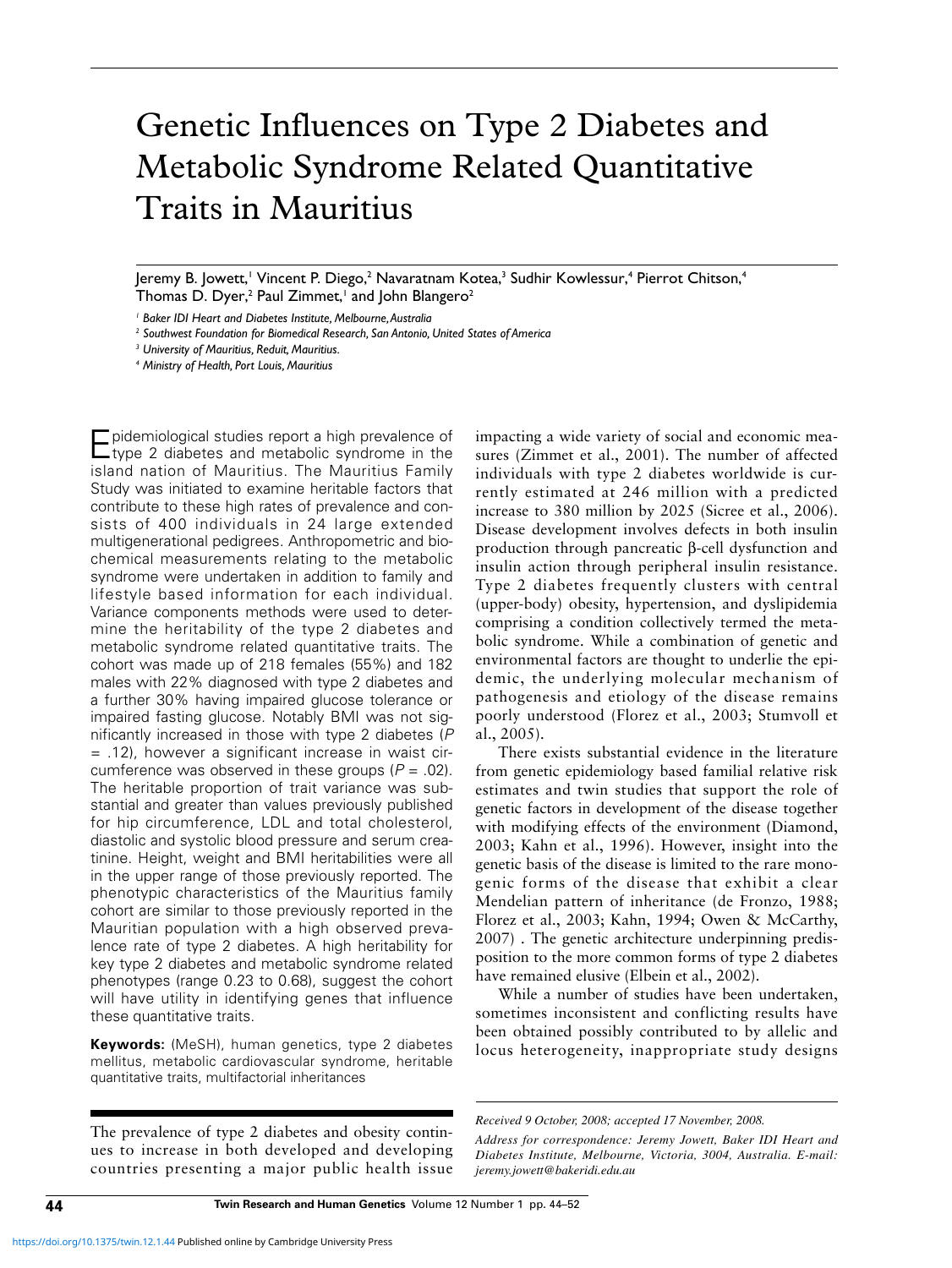# Genetic Influences on Type 2 Diabetes and Metabolic Syndrome Related Quantitative Traits in Mauritius

Jeremy B. Jowett,[1] Vincent P. Diego,[2] Navaratnam Kotea,[3] Sudhir Kowlessur,[4] Pierrot Chitson,[4] Thomas D. Dyer,[2] Paul Zimmet,[1] and John Blangero[2]

[1] *Baker IDI Heart and Diabetes Institute, Melbourne, Australia*

[2] *Southwest Foundation for Biomedical Research, San Antonio, United States of America*

[3] *University of Mauritius, Reduit, Mauritius.*

[4] *Ministry of Health, Port Louis, Mauritius*

Epidemiological studies report a high prevalence of type 2 diabetes and metabolic syndrome in the island nation of Mauritius. The Mauritius Family Study was initiated to examine heritable factors that contribute to these high rates of prevalence and consists of 400 individuals in 24 large extended multigenerational pedigrees. Anthropometric and biochemical measurements relating to the metabolic syndrome were undertaken in addition to family and lifestyle based information for each individual. Variance components methods were used to determine the heritability of the type 2 diabetes and metabolic syndrome related quantitative traits. The cohort was made up of 218 females (55%) and 182 males with 22% diagnosed with type 2 diabetes and a further 30% having impaired glucose tolerance or impaired fasting glucose. Notably BMI was not significantly increased in those with type 2 diabetes ($P = .12$), however a significant increase in waist circumference was observed in these groups ($P = .02$). The heritable proportion of trait variance was substantial and greater than values previously published for hip circumference, LDL and total cholesterol, diastolic and systolic blood pressure and serum creatinine. Height, weight and BMI heritabilities were all in the upper range of those previously reported. The phenotypic characteristics of the Mauritius family cohort are similar to those previously reported in the Mauritian population with a high observed prevalence rate of type 2 diabetes. A high heritability for key type 2 diabetes and metabolic syndrome related phenotypes (range 0.23 to 0.68), suggest the cohort will have utility in identifying genes that influence these quantitative traits.

**Keywords:** (MeSH), human genetics, type 2 diabetes mellitus, metabolic cardiovascular syndrome, heritable quantitative traits, multifactorial inheritances

The prevalence of type 2 diabetes and obesity continues to increase in both developed and developing countries presenting a major public health issue impacting a wide variety of social and economic measures (Zimmet et al., 2001). The number of affected individuals with type 2 diabetes worldwide is currently estimated at 246 million with a predicted increase to 380 million by 2025 (Sicree et al., 2006). Disease development involves defects in both insulin production through pancreatic β-cell dysfunction and insulin action through peripheral insulin resistance. Type 2 diabetes frequently clusters with central (upper-body) obesity, hypertension, and dyslipidemia comprising a condition collectively termed the metabolic syndrome. While a combination of genetic and environmental factors are thought to underlie the epidemic, the underlying molecular mechanism of pathogenesis and etiology of the disease remains poorly understood (Florez et al., 2003; Stumvoll et al., 2005).

There exists substantial evidence in the literature from genetic epidemiology based familial relative risk estimates and twin studies that support the role of genetic factors in development of the disease together with modifying effects of the environment (Diamond, 2003; Kahn et al., 1996). However, insight into the genetic basis of the disease is limited to the rare monogenic forms of the disease that exhibit a clear Mendelian pattern of inheritance (de Fronzo, 1988; Florez et al., 2003; Kahn, 1994; Owen & McCarthy, 2007) . The genetic architecture underpinning predisposition to the more common forms of type 2 diabetes have remained elusive (Elbein et al., 2002).

While a number of studies have been undertaken, sometimes inconsistent and conflicting results have been obtained possibly contributed to by allelic and locus heterogeneity, inappropriate study designs

*Received 9 October, 2008; accepted 17 November, 2008.*

*Address for correspondence: Jeremy Jowett, Baker IDI Heart and Diabetes Institute, Melbourne, Victoria, 3004, Australia. E-mail: jeremy.jowett@bakeridi.edu.au*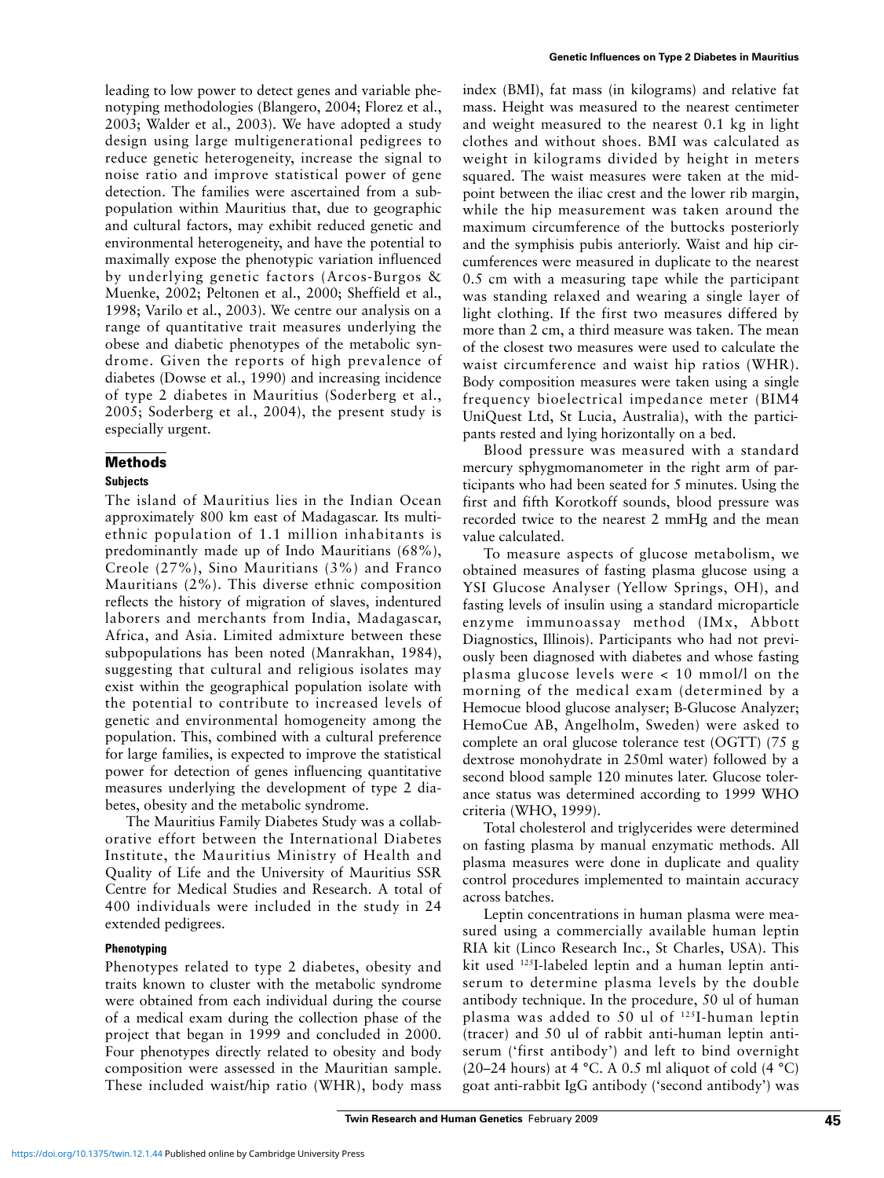leading to low power to detect genes and variable phenotyping methodologies (Blangero, 2004; Florez et al., 2003; Walder et al., 2003). We have adopted a study design using large multigenerational pedigrees to reduce genetic heterogeneity, increase the signal to noise ratio and improve statistical power of gene detection. The families were ascertained from a subpopulation within Mauritius that, due to geographic and cultural factors, may exhibit reduced genetic and environmental heterogeneity, and have the potential to maximally expose the phenotypic variation influenced by underlying genetic factors (Arcos-Burgos & Muenke, 2002; Peltonen et al., 2000; Sheffield et al., 1998; Varilo et al., 2003). We centre our analysis on a range of quantitative trait measures underlying the obese and diabetic phenotypes of the metabolic syndrome. Given the reports of high prevalence of diabetes (Dowse et al., 1990) and increasing incidence of type 2 diabetes in Mauritius (Soderberg et al., 2005; Soderberg et al., 2004), the present study is especially urgent.

## Methods

### Subjects

The island of Mauritius lies in the Indian Ocean approximately 800 km east of Madagascar. Its multiethnic population of 1.1 million inhabitants is predominantly made up of Indo Mauritians (68%), Creole (27%), Sino Mauritians (3%) and Franco Mauritians (2%). This diverse ethnic composition reflects the history of migration of slaves, indentured laborers and merchants from India, Madagascar, Africa, and Asia. Limited admixture between these subpopulations has been noted (Manrakhan, 1984), suggesting that cultural and religious isolates may exist within the geographical population isolate with the potential to contribute to increased levels of genetic and environmental homogeneity among the population. This, combined with a cultural preference for large families, is expected to improve the statistical power for detection of genes influencing quantitative measures underlying the development of type 2 diabetes, obesity and the metabolic syndrome.

The Mauritius Family Diabetes Study was a collaborative effort between the International Diabetes Institute, the Mauritius Ministry of Health and Quality of Life and the University of Mauritius SSR Centre for Medical Studies and Research. A total of 400 individuals were included in the study in 24 extended pedigrees.

### Phenotyping

Phenotypes related to type 2 diabetes, obesity and traits known to cluster with the metabolic syndrome were obtained from each individual during the course of a medical exam during the collection phase of the project that began in 1999 and concluded in 2000. Four phenotypes directly related to obesity and body composition were assessed in the Mauritian sample. These included waist/hip ratio (WHR), body mass index (BMI), fat mass (in kilograms) and relative fat mass. Height was measured to the nearest centimeter and weight measured to the nearest 0.1 kg in light clothes and without shoes. BMI was calculated as weight in kilograms divided by height in meters squared. The waist measures were taken at the midpoint between the iliac crest and the lower rib margin, while the hip measurement was taken around the maximum circumference of the buttocks posteriorly and the symphisis pubis anteriorly. Waist and hip circumferences were measured in duplicate to the nearest 0.5 cm with a measuring tape while the participant was standing relaxed and wearing a single layer of light clothing. If the first two measures differed by more than 2 cm, a third measure was taken. The mean of the closest two measures were used to calculate the waist circumference and waist hip ratios (WHR). Body composition measures were taken using a single frequency bioelectrical impedance meter (BIM4 UniQuest Ltd, St Lucia, Australia), with the participants rested and lying horizontally on a bed.

Blood pressure was measured with a standard mercury sphygmomanometer in the right arm of participants who had been seated for 5 minutes. Using the first and fifth Korotkoff sounds, blood pressure was recorded twice to the nearest 2 mmHg and the mean value calculated.

To measure aspects of glucose metabolism, we obtained measures of fasting plasma glucose using a YSI Glucose Analyser (Yellow Springs, OH), and fasting levels of insulin using a standard microparticle enzyme immunoassay method (IMx, Abbott Diagnostics, Illinois). Participants who had not previously been diagnosed with diabetes and whose fasting plasma glucose levels were < 10 mmol/l on the morning of the medical exam (determined by a Hemocue blood glucose analyser; B-Glucose Analyzer; HemoCue AB, Angelholm, Sweden) were asked to complete an oral glucose tolerance test (OGTT) (75 g dextrose monohydrate in 250ml water) followed by a second blood sample 120 minutes later. Glucose tolerance status was determined according to 1999 WHO criteria (WHO, 1999).

Total cholesterol and triglycerides were determined on fasting plasma by manual enzymatic methods. All plasma measures were done in duplicate and quality control procedures implemented to maintain accuracy across batches.

Leptin concentrations in human plasma were measured using a commercially available human leptin RIA kit (Linco Research Inc., St Charles, USA). This kit used $^{125}$I-labeled leptin and a human leptin antiserum to determine plasma levels by the double antibody technique. In the procedure, 50 ul of human plasma was added to 50 ul of $^{125}$I-human leptin (tracer) and 50 ul of rabbit anti-human leptin antiserum ('first antibody') and left to bind overnight (20–24 hours) at 4 °C. A 0.5 ml aliquot of cold (4 °C) goat anti-rabbit IgG antibody ('second antibody') was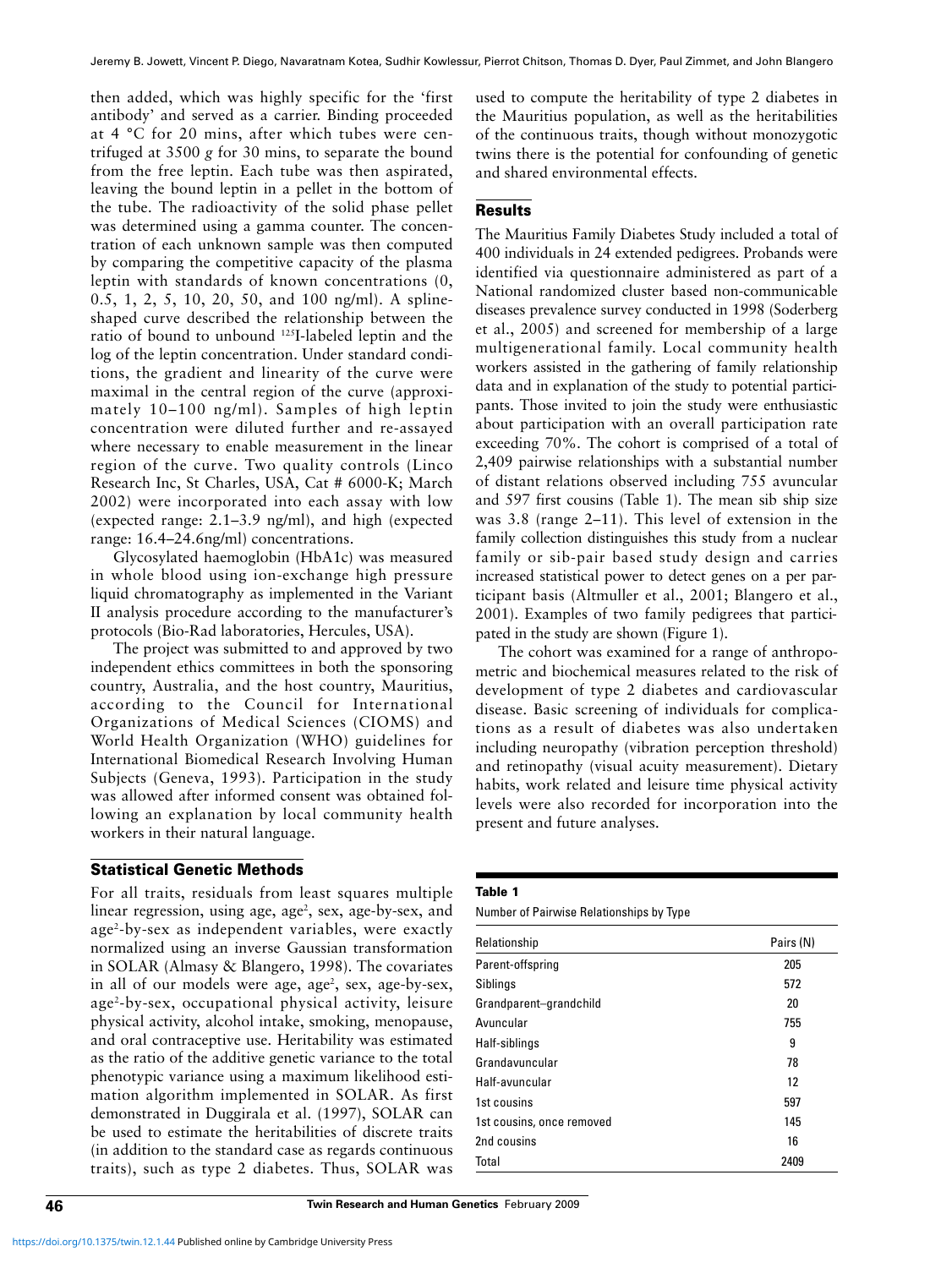then added, which was highly specific for the 'first antibody' and served as a carrier. Binding proceeded at 4 °C for 20 mins, after which tubes were centrifuged at 3500 *g* for 30 mins, to separate the bound from the free leptin. Each tube was then aspirated, leaving the bound leptin in a pellet in the bottom of the tube. The radioactivity of the solid phase pellet was determined using a gamma counter. The concentration of each unknown sample was then computed by comparing the competitive capacity of the plasma leptin with standards of known concentrations (0, 0.5, 1, 2, 5, 10, 20, 50, and 100 ng/ml). A spline-shaped curve described the relationship between the ratio of bound to unbound $^{125}$I-labeled leptin and the log of the leptin concentration. Under standard conditions, the gradient and linearity of the curve were maximal in the central region of the curve (approximately 10–100 ng/ml). Samples of high leptin concentration were diluted further and re-assayed where necessary to enable measurement in the linear region of the curve. Two quality controls (Linco Research Inc, St Charles, USA, Cat # 6000-K; March 2002) were incorporated into each assay with low (expected range: 2.1–3.9 ng/ml), and high (expected range: 16.4–24.6ng/ml) concentrations.

Glycosylated haemoglobin (HbA1c) was measured in whole blood using ion-exchange high pressure liquid chromatography as implemented in the Variant II analysis procedure according to the manufacturer's protocols (Bio-Rad laboratories, Hercules, USA).

The project was submitted to and approved by two independent ethics committees in both the sponsoring country, Australia, and the host country, Mauritius, according to the Council for International Organizations of Medical Sciences (CIOMS) and World Health Organization (WHO) guidelines for International Biomedical Research Involving Human Subjects (Geneva, 1993). Participation in the study was allowed after informed consent was obtained following an explanation by local community health workers in their natural language.

## Statistical Genetic Methods

For all traits, residuals from least squares multiple linear regression, using age, age$^2$, sex, age-by-sex, and age$^2$-by-sex as independent variables, were exactly normalized using an inverse Gaussian transformation in SOLAR (Almasy & Blangero, 1998). The covariates in all of our models were age, age$^2$, sex, age-by-sex, age$^2$-by-sex, occupational physical activity, leisure physical activity, alcohol intake, smoking, menopause, and oral contraceptive use. Heritability was estimated as the ratio of the additive genetic variance to the total phenotypic variance using a maximum likelihood estimation algorithm implemented in SOLAR. As first demonstrated in Duggirala et al. (1997), SOLAR can be used to estimate the heritabilities of discrete traits (in addition to the standard case as regards continuous traits), such as type 2 diabetes. Thus, SOLAR was used to compute the heritability of type 2 diabetes in the Mauritius population, as well as the heritabilities of the continuous traits, though without monozygotic twins there is the potential for confounding of genetic and shared environmental effects.

## Results

The Mauritius Family Diabetes Study included a total of 400 individuals in 24 extended pedigrees. Probands were identified via questionnaire administered as part of a National randomized cluster based non-communicable diseases prevalence survey conducted in 1998 (Soderberg et al., 2005) and screened for membership of a large multigenerational family. Local community health workers assisted in the gathering of family relationship data and in explanation of the study to potential participants. Those invited to join the study were enthusiastic about participation with an overall participation rate exceeding 70%. The cohort is comprised of a total of 2,409 pairwise relationships with a substantial number of distant relations observed including 755 avuncular and 597 first cousins (Table 1). The mean sib ship size was 3.8 (range 2–11). This level of extension in the family collection distinguishes this study from a nuclear family or sib-pair based study design and carries increased statistical power to detect genes on a per participant basis (Altmuller et al., 2001; Blangero et al., 2001). Examples of two family pedigrees that participated in the study are shown (Figure 1).

The cohort was examined for a range of anthropometric and biochemical measures related to the risk of development of type 2 diabetes and cardiovascular disease. Basic screening of individuals for complications as a result of diabetes was also undertaken including neuropathy (vibration perception threshold) and retinopathy (visual acuity measurement). Dietary habits, work related and leisure time physical activity levels were also recorded for incorporation into the present and future analyses.

**Table 1**

Number of Pairwise Relationships by Type

| Relationship | Pairs (N) |
|---|---|
| Parent-offspring | 205 |
| Siblings | 572 |
| Grandparent–grandchild | 20 |
| Avuncular | 755 |
| Half-siblings | 9 |
| Grandavuncular | 78 |
| Half-avuncular | 12 |
| 1st cousins | 597 |
| 1st cousins, once removed | 145 |
| 2nd cousins | 16 |
| Total | 2409 |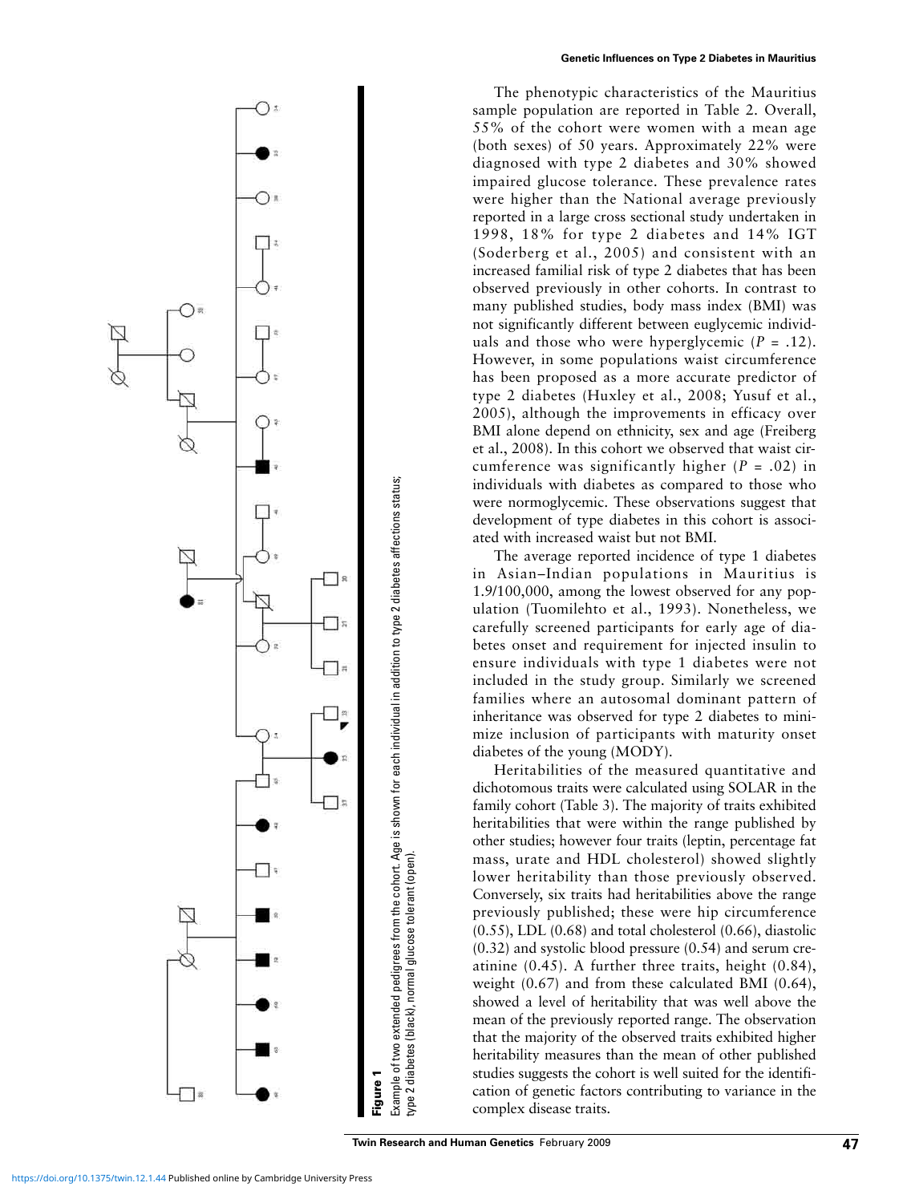**Figure 1**

Example of two extended pedigrees from the cohort. Age is shown for each individual in addition to type 2 diabetes affections status; type 2 diabetes (black), normal glucose tolerant (open).

The phenotypic characteristics of the Mauritius sample population are reported in Table 2. Overall, 55% of the cohort were women with a mean age (both sexes) of 50 years. Approximately 22% were diagnosed with type 2 diabetes and 30% showed impaired glucose tolerance. These prevalence rates were higher than the National average previously reported in a large cross sectional study undertaken in 1998, 18% for type 2 diabetes and 14% IGT (Soderberg et al., 2005) and consistent with an increased familial risk of type 2 diabetes that has been observed previously in other cohorts. In contrast to many published studies, body mass index (BMI) was not significantly different between euglycemic individuals and those who were hyperglycemic ($P$ = .12). However, in some populations waist circumference has been proposed as a more accurate predictor of type 2 diabetes (Huxley et al., 2008; Yusuf et al., 2005), although the improvements in efficacy over BMI alone depend on ethnicity, sex and age (Freiberg et al., 2008). In this cohort we observed that waist circumference was significantly higher ($P$ = .02) in individuals with diabetes as compared to those who were normoglycemic. These observations suggest that development of type diabetes in this cohort is associated with increased waist but not BMI.

The average reported incidence of type 1 diabetes in Asian–Indian populations in Mauritius is 1.9/100,000, among the lowest observed for any population (Tuomilehto et al., 1993). Nonetheless, we carefully screened participants for early age of diabetes onset and requirement for injected insulin to ensure individuals with type 1 diabetes were not included in the study group. Similarly we screened families where an autosomal dominant pattern of inheritance was observed for type 2 diabetes to minimize inclusion of participants with maturity onset diabetes of the young (MODY).

Heritabilities of the measured quantitative and dichotomous traits were calculated using SOLAR in the family cohort (Table 3). The majority of traits exhibited heritabilities that were within the range published by other studies; however four traits (leptin, percentage fat mass, urate and HDL cholesterol) showed slightly lower heritability than those previously observed. Conversely, six traits had heritabilities above the range previously published; these were hip circumference (0.55), LDL (0.68) and total cholesterol (0.66), diastolic (0.32) and systolic blood pressure (0.54) and serum creatinine (0.45). A further three traits, height (0.84), weight (0.67) and from these calculated BMI (0.64), showed a level of heritability that was well above the mean of the previously reported range. The observation that the majority of the observed traits exhibited higher heritability measures than the mean of other published studies suggests the cohort is well suited for the identification of genetic factors contributing to variance in the complex disease traits.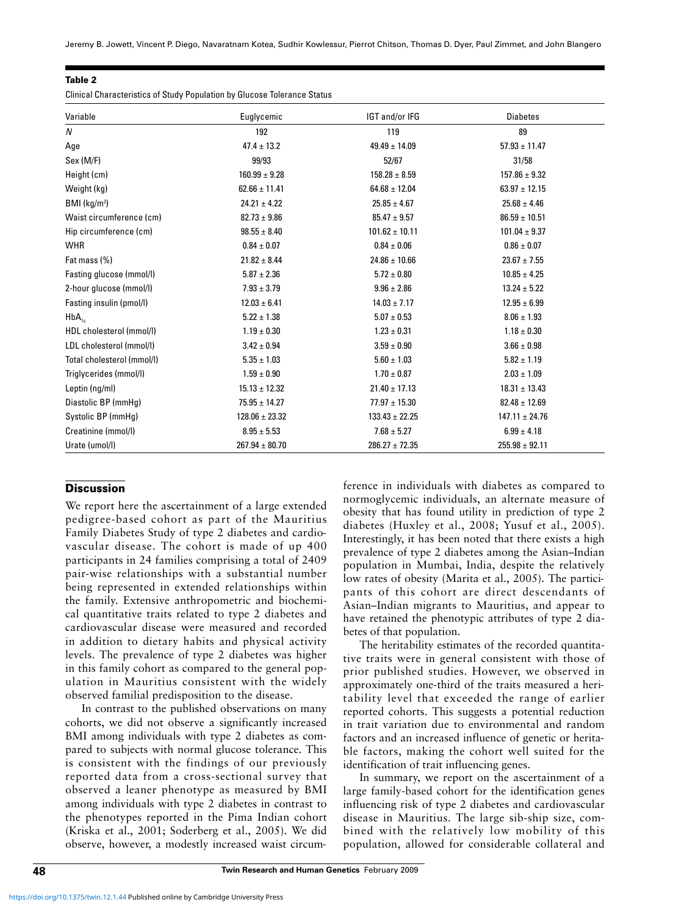**Table 2**

Clinical Characteristics of Study Population by Glucose Tolerance Status

| Variable | Euglycemic | IGT and/or IFG | Diabetes |
|---|---|---|---|
| *N* | 192 | 119 | 89 |
| Age | 47.4 ± 13.2 | 49.49 ± 14.09 | 57.93 ± 11.47 |
| Sex (M/F) | 99/93 | 52/67 | 31/58 |
| Height (cm) | 160.99 ± 9.28 | 158.28 ± 8.59 | 157.86 ± 9.32 |
| Weight (kg) | 62.66 ± 11.41 | 64.68 ± 12.04 | 63.97 ± 12.15 |
| BMI (kg/m$^2$) | 24.21 ± 4.22 | 25.85 ± 4.67 | 25.68 ± 4.46 |
| Waist circumference (cm) | 82.73 ± 9.86 | 85.47 ± 9.57 | 86.59 ± 10.51 |
| Hip circumference (cm) | 98.55 ± 8.40 | 101.62 ± 10.11 | 101.04 ± 9.37 |
| WHR | 0.84 ± 0.07 | 0.84 ± 0.06 | 0.86 ± 0.07 |
| Fat mass (%) | 21.82 ± 8.44 | 24.86 ± 10.66 | 23.67 ± 7.55 |
| Fasting glucose (mmol/l) | 5.87 ± 2.36 | 5.72 ± 0.80 | 10.85 ± 4.25 |
| 2-hour glucose (mmol/l) | 7.93 ± 3.79 | 9.96 ± 2.86 | 13.24 ± 5.22 |
| Fasting insulin (pmol/l) | 12.03 ± 6.41 | 14.03 ± 7.17 | 12.95 ± 6.99 |
| $HbA_{1c}$ | 5.22 ± 1.38 | 5.07 ± 0.53 | 8.06 ± 1.93 |
| HDL cholesterol (mmol/l) | 1.19 ± 0.30 | 1.23 ± 0.31 | 1.18 ± 0.30 |
| LDL cholesterol (mmol/l) | 3.42 ± 0.94 | 3.59 ± 0.90 | 3.66 ± 0.98 |
| Total cholesterol (mmol/l) | 5.35 ± 1.03 | 5.60 ± 1.03 | 5.82 ± 1.19 |
| Triglycerides (mmol/l) | 1.59 ± 0.90 | 1.70 ± 0.87 | 2.03 ± 1.09 |
| Leptin (ng/ml) | 15.13 ± 12.32 | 21.40 ± 17.13 | 18.31 ± 13.43 |
| Diastolic BP (mmHg) | 75.95 ± 14.27 | 77.97 ± 15.30 | 82.48 ± 12.69 |
| Systolic BP (mmHg) | 128.06 ± 23.32 | 133.43 ± 22.25 | 147.11 ± 24.76 |
| Creatinine (mmol/l) | 8.95 ± 5.53 | 7.68 ± 5.27 | 6.99 ± 4.18 |
| Urate (umol/l) | 267.94 ± 80.70 | 286.27 ± 72.35 | 255.98 ± 92.11 |

## Discussion

We report here the ascertainment of a large extended pedigree-based cohort as part of the Mauritius Family Diabetes Study of type 2 diabetes and cardiovascular disease. The cohort is made of up 400 participants in 24 families comprising a total of 2409 pair-wise relationships with a substantial number being represented in extended relationships within the family. Extensive anthropometric and biochemical quantitative traits related to type 2 diabetes and cardiovascular disease were measured and recorded in addition to dietary habits and physical activity levels. The prevalence of type 2 diabetes was higher in this family cohort as compared to the general population in Mauritius consistent with the widely observed familial predisposition to the disease.

In contrast to the published observations on many cohorts, we did not observe a significantly increased BMI among individuals with type 2 diabetes as compared to subjects with normal glucose tolerance. This is consistent with the findings of our previously reported data from a cross-sectional survey that observed a leaner phenotype as measured by BMI among individuals with type 2 diabetes in contrast to the phenotypes reported in the Pima Indian cohort (Kriska et al., 2001; Soderberg et al., 2005). We did observe, however, a modestly increased waist circumference in individuals with diabetes as compared to normoglycemic individuals, an alternate measure of obesity that has found utility in prediction of type 2 diabetes (Huxley et al., 2008; Yusuf et al., 2005). Interestingly, it has been noted that there exists a high prevalence of type 2 diabetes among the Asian–Indian population in Mumbai, India, despite the relatively low rates of obesity (Marita et al., 2005). The participants of this cohort are direct descendants of Asian–Indian migrants to Mauritius, and appear to have retained the phenotypic attributes of type 2 diabetes of that population.

The heritability estimates of the recorded quantitative traits were in general consistent with those of prior published studies. However, we observed in approximately one-third of the traits measured a heritability level that exceeded the range of earlier reported cohorts. This suggests a potential reduction in trait variation due to environmental and random factors and an increased influence of genetic or heritable factors, making the cohort well suited for the identification of trait influencing genes.

In summary, we report on the ascertainment of a large family-based cohort for the identification genes influencing risk of type 2 diabetes and cardiovascular disease in Mauritius. The large sib-ship size, combined with the relatively low mobility of this population, allowed for considerable collateral and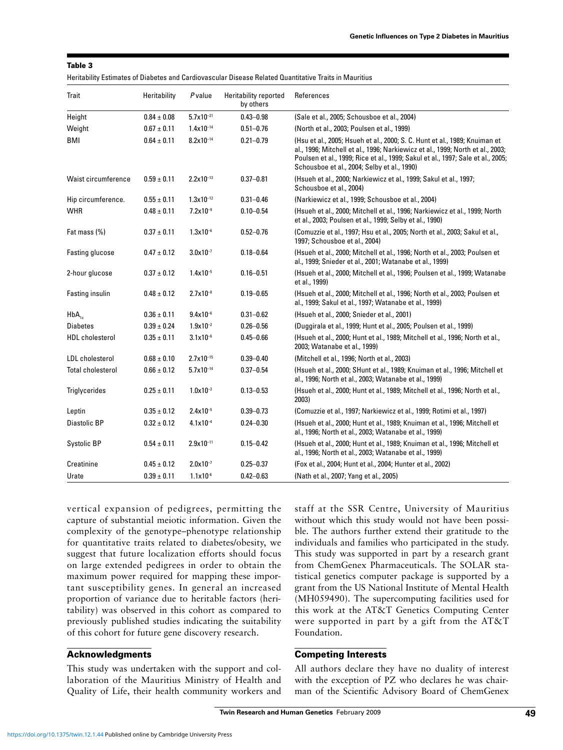**Table 3**

Heritability Estimates of Diabetes and Cardiovascular Disease Related Quantitative Traits in Mauritius

| Trait | Heritability | *P* value | Heritability reported by others | References |
|---|---|---|---|---|
| Height | 0.84 ± 0.08 | $5.7 \times 10^{-21}$ | 0.43–0.98 | (Sale et al., 2005; Schousboe et al., 2004) |
| Weight | 0.67 ± 0.11 | $1.4 \times 10^{-14}$ | 0.51–0.76 | (North et al., 2003; Poulsen et al., 1999) |
| BMI | 0.64 ± 0.11 | $8.2 \times 10^{-14}$ | 0.21–0.79 | (Hsu et al., 2005; Hsueh et al., 2000; S. C. Hunt et al., 1989; Knuiman et al., 1996; Mitchell et al., 1996; Narkiewicz et al., 1999; North et al., 2003; Poulsen et al., 1999; Rice et al., 1999; Sakul et al., 1997; Sale et al., 2005; Schousboe et al., 2004; Selby et al., 1990) |
| Waist circumference | 0.59 ± 0.11 | $2.2 \times 10^{-13}$ | 0.37–0.81 | (Hsueh et al., 2000; Narkiewicz et al., 1999; Sakul et al., 1997; Schousboe et al., 2004) |
| Hip circumference. | 0.55 ± 0.11 | $1.3 \times 10^{-12}$ | 0.31–0.46 | (Narkiewicz et al., 1999; Schousboe et al., 2004) |
| WHR | 0.48 ± 0.11 | $7.2 \times 10^{-9}$ | 0.10–0.54 | (Hsueh et al., 2000; Mitchell et al., 1996; Narkiewicz et al., 1999; North et al., 2003; Poulsen et al., 1999; Selby et al., 1990) |
| Fat mass (%) | 0.37 ± 0.11 | $1.3 \times 10^{-6}$ | 0.52–0.76 | (Comuzzie et al., 1997; Hsu et al., 2005; North et al., 2003; Sakul et al., 1997; Schousboe et al., 2004) |
| Fasting glucose | 0.47 ± 0.12 | $3.0 \times 10^{-7}$ | 0.18–0.64 | (Hsueh et al., 2000; Mitchell et al., 1996; North et al., 2003; Poulsen et al., 1999; Snieder et al., 2001; Watanabe et al., 1999) |
| 2-hour glucose | 0.37 ± 0.12 | $1.4 \times 10^{-5}$ | 0.16–0.51 | (Hsueh et al., 2000; Mitchell et al., 1996; Poulsen et al., 1999; Watanabe et al., 1999) |
| Fasting insulin | 0.48 ± 0.12 | $2.7 \times 10^{-8}$ | 0.19–0.65 | (Hsueh et al., 2000; Mitchell et al., 1996; North et al., 2003; Poulsen et al., 1999; Sakul et al., 1997; Watanabe et al., 1999) |
| $HbA_{1c}$ | 0.36 ± 0.11 | $9.4 \times 10^{-6}$ | 0.31–0.62 | (Hsueh et al., 2000; Snieder et al., 2001) |
| Diabetes | 0.39 ± 0.24 | $1.9 \times 10^{-2}$ | 0.26–0.56 | (Duggirala et al., 1999; Hunt et al., 2005; Poulsen et al., 1999) |
| HDL cholesterol | 0.35 ± 0.11 | $3.1 \times 10^{-6}$ | 0.45–0.66 | (Hsueh et al., 2000; Hunt et al., 1989; Mitchell et al., 1996; North et al., 2003; Watanabe et al., 1999) |
| LDL cholesterol | 0.68 ± 0.10 | $2.7 \times 10^{-15}$ | 0.39–0.40 | (Mitchell et al., 1996; North et al., 2003) |
| Total cholesterol | 0.66 ± 0.12 | $5.7 \times 10^{-14}$ | 0.37–0.54 | (Hsueh et al., 2000; SHunt et al., 1989; Knuiman et al., 1996; Mitchell et al., 1996; North et al., 2003; Watanabe et al., 1999) |
| Triglycerides | 0.25 ± 0.11 | $1.0 \times 10^{-3}$ | 0.13–0.53 | (Hsueh et al., 2000; Hunt et al., 1989; Mitchell et al., 1996; North et al., 2003) |
| Leptin | 0.35 ± 0.12 | $2.4 \times 10^{-5}$ | 0.39–0.73 | (Comuzzie et al., 1997; Narkiewicz et al., 1999; Rotimi et al., 1997) |
| Diastolic BP | 0.32 ± 0.12 | $4.1 \times 10^{-4}$ | 0.24–0.30 | (Hsueh et al., 2000; Hunt et al., 1989; Knuiman et al., 1996; Mitchell et al., 1996; North et al., 2003; Watanabe et al., 1999) |
| Systolic BP | 0.54 ± 0.11 | $2.9 \times 10^{-11}$ | 0.15–0.42 | (Hsueh et al., 2000; Hunt et al., 1989; Knuiman et al., 1996; Mitchell et al., 1996; North et al., 2003; Watanabe et al., 1999) |
| Creatinine | 0.45 ± 0.12 | $2.0 \times 10^{-7}$ | 0.25–0.37 | (Fox et al., 2004; Hunt et al., 2004; Hunter et al., 2002) |
| Urate | 0.39 ± 0.11 | $1.1 \times 10^{-6}$ | 0.42–0.63 | (Nath et al., 2007; Yang et al., 2005) |

vertical expansion of pedigrees, permitting the capture of substantial meiotic information. Given the complexity of the genotype–phenotype relationship for quantitative traits related to diabetes/obesity, we suggest that future localization efforts should focus on large extended pedigrees in order to obtain the maximum power required for mapping these important susceptibility genes. In general an increased proportion of variance due to heritable factors (heritability) was observed in this cohort as compared to previously published studies indicating the suitability of this cohort for future gene discovery research.

## Acknowledgments

This study was undertaken with the support and collaboration of the Mauritius Ministry of Health and Quality of Life, their health community workers and staff at the SSR Centre, University of Mauritius without which this study would not have been possible. The authors further extend their gratitude to the individuals and families who participated in the study. This study was supported in part by a research grant from ChemGenex Pharmaceuticals. The SOLAR statistical genetics computer package is supported by a grant from the US National Institute of Mental Health (MH059490). The supercomputing facilities used for this work at the AT&T Genetics Computing Center were supported in part by a gift from the AT&T Foundation.

## Competing Interests

All authors declare they have no duality of interest with the exception of PZ who declares he was chairman of the Scientific Advisory Board of ChemGenex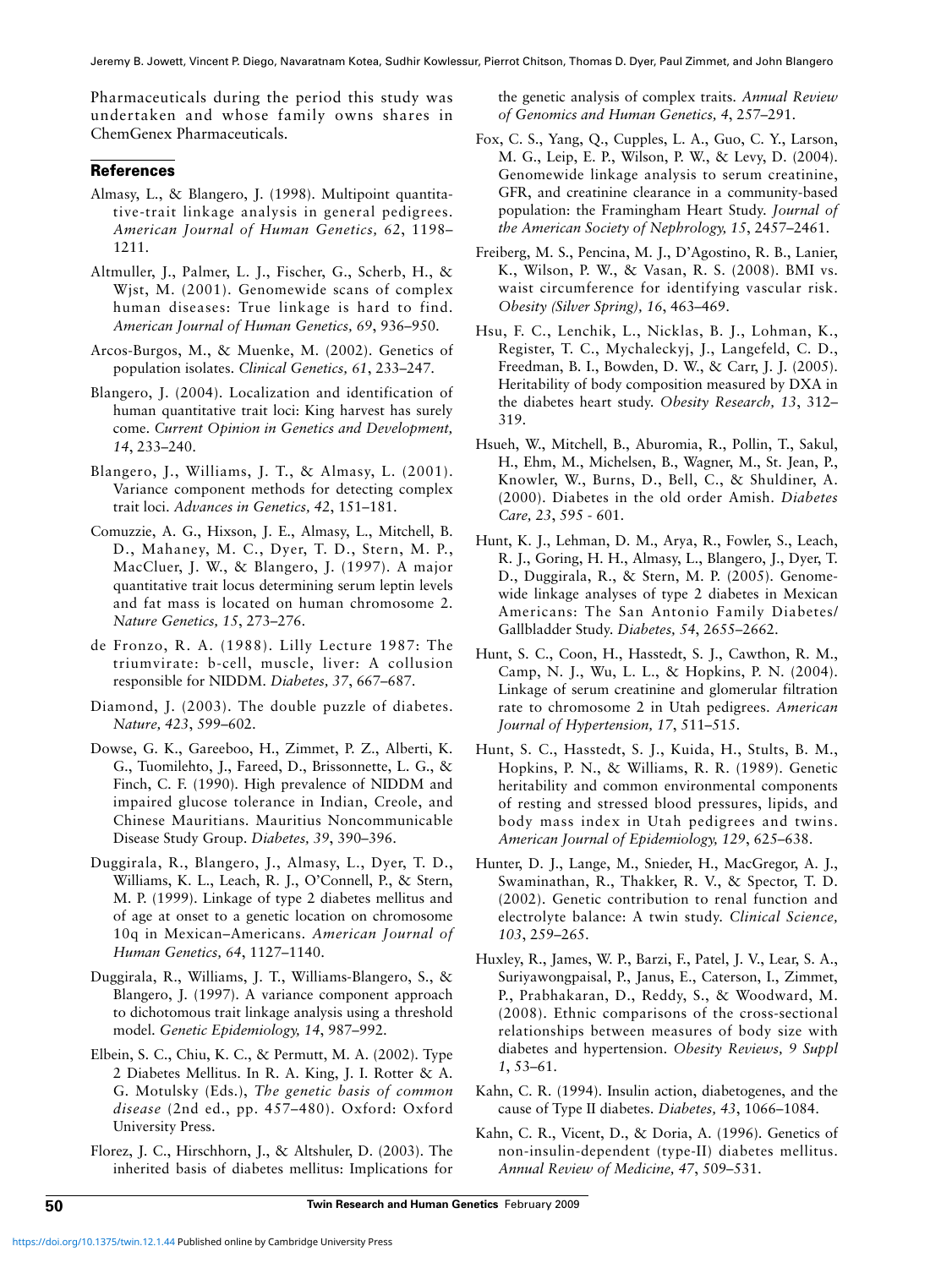Pharmaceuticals during the period this study was undertaken and whose family owns shares in ChemGenex Pharmaceuticals.

## References

Almasy, L., & Blangero, J. (1998). Multipoint quantitative-trait linkage analysis in general pedigrees. *American Journal of Human Genetics, 62*, 1198–1211.

Altmuller, J., Palmer, L. J., Fischer, G., Scherb, H., & Wjst, M. (2001). Genomewide scans of complex human diseases: True linkage is hard to find. *American Journal of Human Genetics, 69*, 936–950.

Arcos-Burgos, M., & Muenke, M. (2002). Genetics of population isolates. *Clinical Genetics, 61*, 233–247.

Blangero, J. (2004). Localization and identification of human quantitative trait loci: King harvest has surely come. *Current Opinion in Genetics and Development, 14*, 233–240.

Blangero, J., Williams, J. T., & Almasy, L. (2001). Variance component methods for detecting complex trait loci. *Advances in Genetics, 42*, 151–181.

Comuzzie, A. G., Hixson, J. E., Almasy, L., Mitchell, B. D., Mahaney, M. C., Dyer, T. D., Stern, M. P., MacCluer, J. W., & Blangero, J. (1997). A major quantitative trait locus determining serum leptin levels and fat mass is located on human chromosome 2. *Nature Genetics, 15*, 273–276.

de Fronzo, R. A. (1988). Lilly Lecture 1987: The triumvirate: b-cell, muscle, liver: A collusion responsible for NIDDM. *Diabetes, 37*, 667–687.

Diamond, J. (2003). The double puzzle of diabetes. *Nature, 423*, 599–602.

Dowse, G. K., Gareeboo, H., Zimmet, P. Z., Alberti, K. G., Tuomilehto, J., Fareed, D., Brissonnette, L. G., & Finch, C. F. (1990). High prevalence of NIDDM and impaired glucose tolerance in Indian, Creole, and Chinese Mauritians. Mauritius Noncommunicable Disease Study Group. *Diabetes, 39*, 390–396.

Duggirala, R., Blangero, J., Almasy, L., Dyer, T. D., Williams, K. L., Leach, R. J., O'Connell, P., & Stern, M. P. (1999). Linkage of type 2 diabetes mellitus and of age at onset to a genetic location on chromosome 10q in Mexican–Americans. *American Journal of Human Genetics, 64*, 1127–1140.

Duggirala, R., Williams, J. T., Williams-Blangero, S., & Blangero, J. (1997). A variance component approach to dichotomous trait linkage analysis using a threshold model. *Genetic Epidemiology, 14*, 987–992.

Elbein, S. C., Chiu, K. C., & Permutt, M. A. (2002). Type 2 Diabetes Mellitus. In R. A. King, J. I. Rotter & A. G. Motulsky (Eds.), *The genetic basis of common disease* (2nd ed., pp. 457–480). Oxford: Oxford University Press.

Florez, J. C., Hirschhorn, J., & Altshuler, D. (2003). The inherited basis of diabetes mellitus: Implications for the genetic analysis of complex traits. *Annual Review of Genomics and Human Genetics, 4*, 257–291.

Fox, C. S., Yang, Q., Cupples, L. A., Guo, C. Y., Larson, M. G., Leip, E. P., Wilson, P. W., & Levy, D. (2004). Genomewide linkage analysis to serum creatinine, GFR, and creatinine clearance in a community-based population: the Framingham Heart Study. *Journal of the American Society of Nephrology, 15*, 2457–2461.

Freiberg, M. S., Pencina, M. J., D'Agostino, R. B., Lanier, K., Wilson, P. W., & Vasan, R. S. (2008). BMI vs. waist circumference for identifying vascular risk. *Obesity (Silver Spring), 16*, 463–469.

Hsu, F. C., Lenchik, L., Nicklas, B. J., Lohman, K., Register, T. C., Mychaleckyj, J., Langefeld, C. D., Freedman, B. I., Bowden, D. W., & Carr, J. J. (2005). Heritability of body composition measured by DXA in the diabetes heart study. *Obesity Research, 13*, 312–319.

Hsueh, W., Mitchell, B., Aburomia, R., Pollin, T., Sakul, H., Ehm, M., Michelsen, B., Wagner, M., St. Jean, P., Knowler, W., Burns, D., Bell, C., & Shuldiner, A. (2000). Diabetes in the old order Amish. *Diabetes Care, 23*, 595 - 601.

Hunt, K. J., Lehman, D. M., Arya, R., Fowler, S., Leach, R. J., Goring, H. H., Almasy, L., Blangero, J., Dyer, T. D., Duggirala, R., & Stern, M. P. (2005). Genome-wide linkage analyses of type 2 diabetes in Mexican Americans: The San Antonio Family Diabetes/Gallbladder Study. *Diabetes, 54*, 2655–2662.

Hunt, S. C., Coon, H., Hasstedt, S. J., Cawthon, R. M., Camp, N. J., Wu, L. L., & Hopkins, P. N. (2004). Linkage of serum creatinine and glomerular filtration rate to chromosome 2 in Utah pedigrees. *American Journal of Hypertension, 17*, 511–515.

Hunt, S. C., Hasstedt, S. J., Kuida, H., Stults, B. M., Hopkins, P. N., & Williams, R. R. (1989). Genetic heritability and common environmental components of resting and stressed blood pressures, lipids, and body mass index in Utah pedigrees and twins. *American Journal of Epidemiology, 129*, 625–638.

Hunter, D. J., Lange, M., Snieder, H., MacGregor, A. J., Swaminathan, R., Thakker, R. V., & Spector, T. D. (2002). Genetic contribution to renal function and electrolyte balance: A twin study. *Clinical Science, 103*, 259–265.

Huxley, R., James, W. P., Barzi, F., Patel, J. V., Lear, S. A., Suriyawongpaisal, P., Janus, E., Caterson, I., Zimmet, P., Prabhakaran, D., Reddy, S., & Woodward, M. (2008). Ethnic comparisons of the cross-sectional relationships between measures of body size with diabetes and hypertension. *Obesity Reviews, 9 Suppl 1*, 53–61.

Kahn, C. R. (1994). Insulin action, diabetogenes, and the cause of Type II diabetes. *Diabetes, 43*, 1066–1084.

Kahn, C. R., Vicent, D., & Doria, A. (1996). Genetics of non-insulin-dependent (type-II) diabetes mellitus. *Annual Review of Medicine, 47*, 509–531.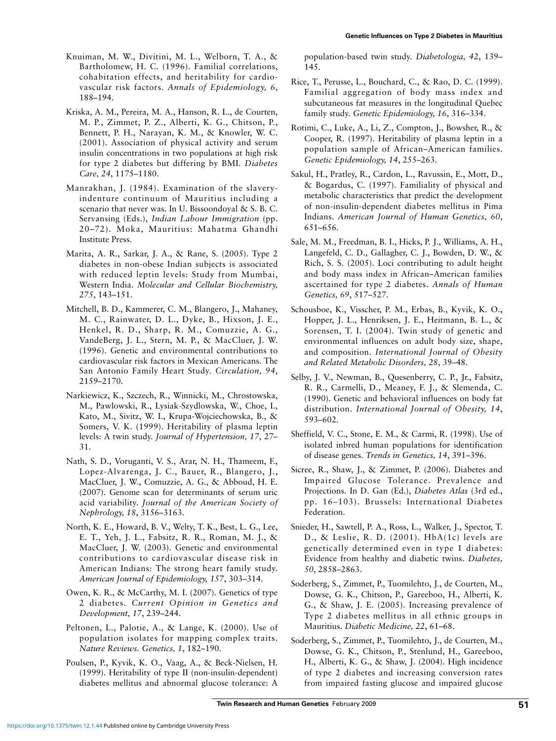Knuiman, M. W., Divitini, M. L., Welborn, T. A., & Bartholomew, H. C. (1996). Familial correlations, cohabitation effects, and heritability for cardiovascular risk factors. *Annals of Epidemiology, 6*, 188–194.

Kriska, A. M., Pereira, M. A., Hanson, R. L., de Courten, M. P., Zimmet, P. Z., Alberti, K. G., Chitson, P., Bennett, P. H., Narayan, K. M., & Knowler, W. C. (2001). Association of physical activity and serum insulin concentrations in two populations at high risk for type 2 diabetes but differing by BMI. *Diabetes Care, 24*, 1175–1180.

Manrakhan, J. (1984). Examination of the slavery-indenture continuum of Mauritius including a scenario that never was. In U. Bissoondoyal & S. B. C. Servansing (Eds.), *Indian Labour Immigration* (pp. 20–72). Moka, Mauritius: Mahatma Ghandhi Institute Press.

Marita, A. R., Sarkar, J. A., & Rane, S. (2005). Type 2 diabetes in non-obese Indian subjects is associated with reduced leptin levels: Study from Mumbai, Western India. *Molecular and Cellular Biochemistry, 275*, 143–151.

Mitchell, B. D., Kammerer, C. M., Blangero, J., Mahaney, M. C., Rainwater, D. L., Dyke, B., Hixson, J. E., Henkel, R. D., Sharp, R. M., Comuzzie, A. G., VandeBerg, J. L., Stern, M. P., & MacCluer, J. W. (1996). Genetic and environmental contributions to cardiovascular risk factors in Mexican Americans. The San Antonio Family Heart Study. *Circulation, 94*, 2159–2170.

Narkiewicz, K., Szczech, R., Winnicki, M., Chrostowska, M., Pawlowski, R., Lysiak-Szydlowska, W., Choe, I., Kato, M., Sivitz, W. I., Krupa-Wojciechowska, B., & Somers, V. K. (1999). Heritability of plasma leptin levels: A twin study. *Journal of Hypertension, 17*, 27–31.

Nath, S. D., Voruganti, V. S., Arar, N. H., Thameem, F., Lopez-Alvarenga, J. C., Bauer, R., Blangero, J., MacCluer, J. W., Comuzzie, A. G., & Abboud, H. E. (2007). Genome scan for determinants of serum uric acid variability. *Journal of the American Society of Nephrology, 18*, 3156–3163.

North, K. E., Howard, B. V., Welty, T. K., Best, L. G., Lee, E. T., Yeh, J. L., Fabsitz, R. R., Roman, M. J., & MacCluer, J. W. (2003). Genetic and environmental contributions to cardiovascular disease risk in American Indians: The strong heart family study. *American Journal of Epidemiology, 157*, 303–314.

Owen, K. R., & McCarthy, M. I. (2007). Genetics of type 2 diabetes. *Current Opinion in Genetics and Development, 17*, 239–244.

Peltonen, L., Palotie, A., & Lange, K. (2000). Use of population isolates for mapping complex traits. *Nature Reviews. Genetics, 1*, 182–190.

Poulsen, P., Kyvik, K. O., Vaag, A., & Beck-Nielsen, H. (1999). Heritability of type II (non-insulin-dependent) diabetes mellitus and abnormal glucose tolerance: A population-based twin study. *Diabetologia, 42*, 139–145.

Rice, T., Perusse, L., Bouchard, C., & Rao, D. C. (1999). Familial aggregation of body mass index and subcutaneous fat measures in the longitudinal Quebec family study. *Genetic Epidemiology, 16*, 316–334.

Rotimi, C., Luke, A., Li, Z., Compton, J., Bowsher, R., & Cooper, R. (1997). Heritability of plasma leptin in a population sample of African–American families. *Genetic Epidemiology, 14*, 255–263.

Sakul, H., Pratley, R., Cardon, L., Ravussin, E., Mott, D., & Bogardus, C. (1997). Familiality of physical and metabolic characteristics that predict the development of non-insulin-dependent diabetes mellitus in Pima Indians. *American Journal of Human Genetics, 60*, 651–656.

Sale, M. M., Freedman, B. I., Hicks, P. J., Williams, A. H., Langefeld, C. D., Gallagher, C. J., Bowden, D. W., & Rich, S. S. (2005). Loci contributing to adult height and body mass index in African–American families ascertained for type 2 diabetes. *Annals of Human Genetics, 69*, 517–527.

Schousboe, K., Visscher, P. M., Erbas, B., Kyvik, K. O., Hopper, J. L., Henriksen, J. E., Heitmann, B. L., & Sorensen, T. I. (2004). Twin study of genetic and environmental influences on adult body size, shape, and composition. *International Journal of Obesity and Related Metabolic Disorders, 28*, 39–48.

Selby, J. V., Newman, B., Quesenberry, C. P., Jr., Fabsitz, R. R., Carmelli, D., Meaney, F. J., & Slemenda, C. (1990). Genetic and behavioral influences on body fat distribution. *International Journal of Obesity, 14*, 593–602.

Sheffield, V. C., Stone, E. M., & Carmi, R. (1998). Use of isolated inbred human populations for identification of disease genes. *Trends in Genetics, 14*, 391–396.

Sicree, R., Shaw, J., & Zimmet, P. (2006). Diabetes and Impaired Glucose Tolerance. Prevalence and Projections. In D. Gan (Ed.), *Diabetes Atlas* (3rd ed., pp. 16–103). Brussels: International Diabetes Federation.

Snieder, H., Sawtell, P. A., Ross, L., Walker, J., Spector, T. D., & Leslie, R. D. (2001). HbA(1c) levels are genetically determined even in type 1 diabetes: Evidence from healthy and diabetic twins. *Diabetes, 50*, 2858–2863.

Soderberg, S., Zimmet, P., Tuomilehto, J., de Courten, M., Dowse, G. K., Chitson, P., Gareeboo, H., Alberti, K. G., & Shaw, J. E. (2005). Increasing prevalence of Type 2 diabetes mellitus in all ethnic groups in Mauritius. *Diabetic Medicine, 22*, 61–68.

Soderberg, S., Zimmet, P., Tuomilehto, J., de Courten, M., Dowse, G. K., Chitson, P., Stenlund, H., Gareeboo, H., Alberti, K. G., & Shaw, J. (2004). High incidence of type 2 diabetes and increasing conversion rates from impaired fasting glucose and impaired glucose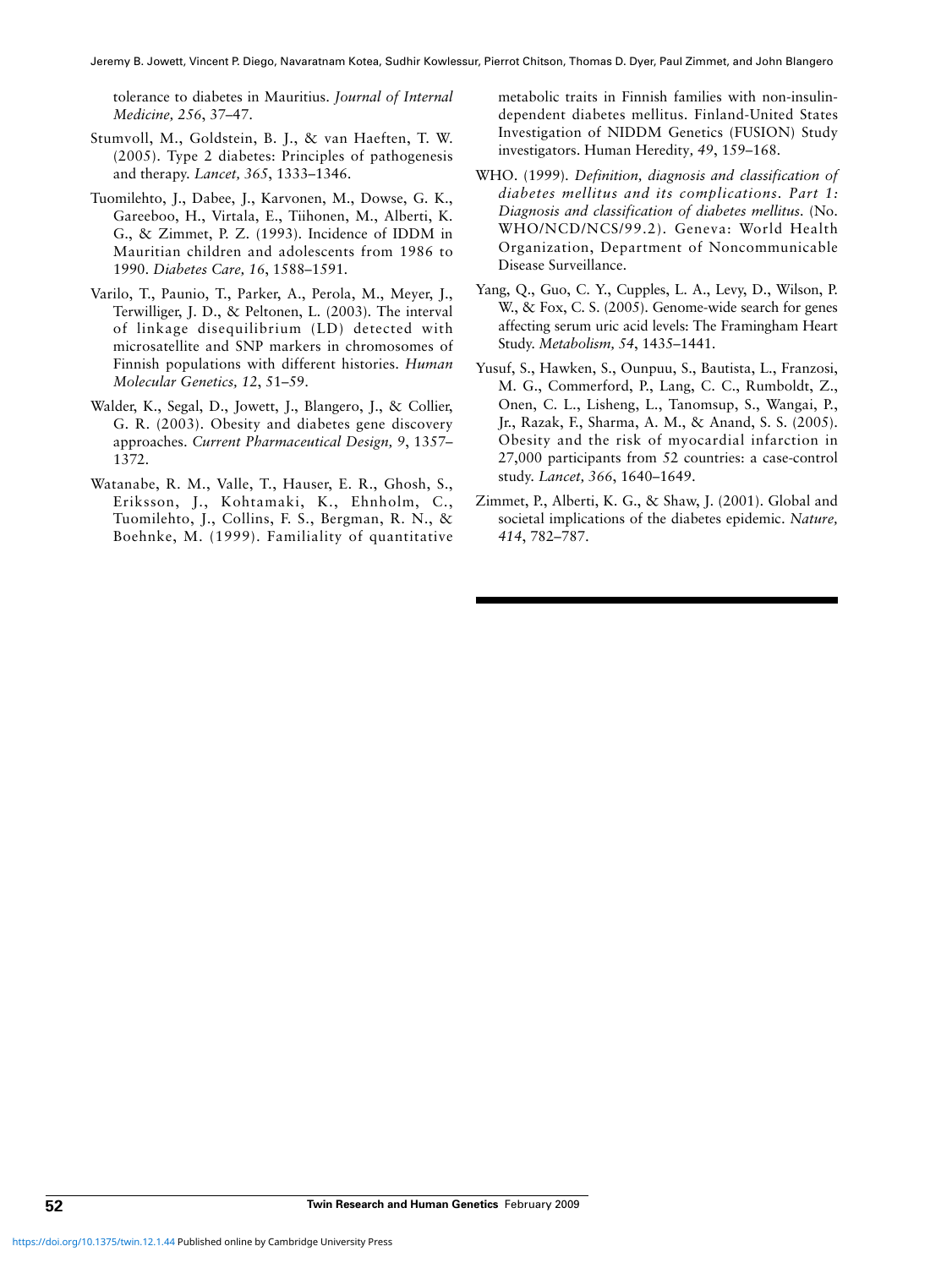tolerance to diabetes in Mauritius. *Journal of Internal Medicine, 256*, 37–47.

Stumvoll, M., Goldstein, B. J., & van Haeften, T. W. (2005). Type 2 diabetes: Principles of pathogenesis and therapy. *Lancet, 365*, 1333–1346.

Tuomilehto, J., Dabee, J., Karvonen, M., Dowse, G. K., Gareeboo, H., Virtala, E., Tiihonen, M., Alberti, K. G., & Zimmet, P. Z. (1993). Incidence of IDDM in Mauritian children and adolescents from 1986 to 1990. *Diabetes Care, 16*, 1588–1591.

Varilo, T., Paunio, T., Parker, A., Perola, M., Meyer, J., Terwilliger, J. D., & Peltonen, L. (2003). The interval of linkage disequilibrium (LD) detected with microsatellite and SNP markers in chromosomes of Finnish populations with different histories. *Human Molecular Genetics, 12*, 51–59.

Walder, K., Segal, D., Jowett, J., Blangero, J., & Collier, G. R. (2003). Obesity and diabetes gene discovery approaches. *Current Pharmaceutical Design, 9*, 1357–1372.

Watanabe, R. M., Valle, T., Hauser, E. R., Ghosh, S., Eriksson, J., Kohtamaki, K., Ehnholm, C., Tuomilehto, J., Collins, F. S., Bergman, R. N., & Boehnke, M. (1999). Familiality of quantitative metabolic traits in Finnish families with non-insulin-dependent diabetes mellitus. Finland-United States Investigation of NIDDM Genetics (FUSION) Study investigators. Human Heredity*, 49*, 159–168.

WHO. (1999). *Definition, diagnosis and classification of diabetes mellitus and its complications. Part 1: Diagnosis and classification of diabetes mellitus.* (No. WHO/NCD/NCS/99.2). Geneva: World Health Organization, Department of Noncommunicable Disease Surveillance.

Yang, Q., Guo, C. Y., Cupples, L. A., Levy, D., Wilson, P. W., & Fox, C. S. (2005). Genome-wide search for genes affecting serum uric acid levels: The Framingham Heart Study. *Metabolism, 54*, 1435–1441.

Yusuf, S., Hawken, S., Ounpuu, S., Bautista, L., Franzosi, M. G., Commerford, P., Lang, C. C., Rumboldt, Z., Onen, C. L., Lisheng, L., Tanomsup, S., Wangai, P., Jr., Razak, F., Sharma, A. M., & Anand, S. S. (2005). Obesity and the risk of myocardial infarction in 27,000 participants from 52 countries: a case-control study. *Lancet, 366*, 1640–1649.

Zimmet, P., Alberti, K. G., & Shaw, J. (2001). Global and societal implications of the diabetes epidemic. *Nature, 414*, 782–787.